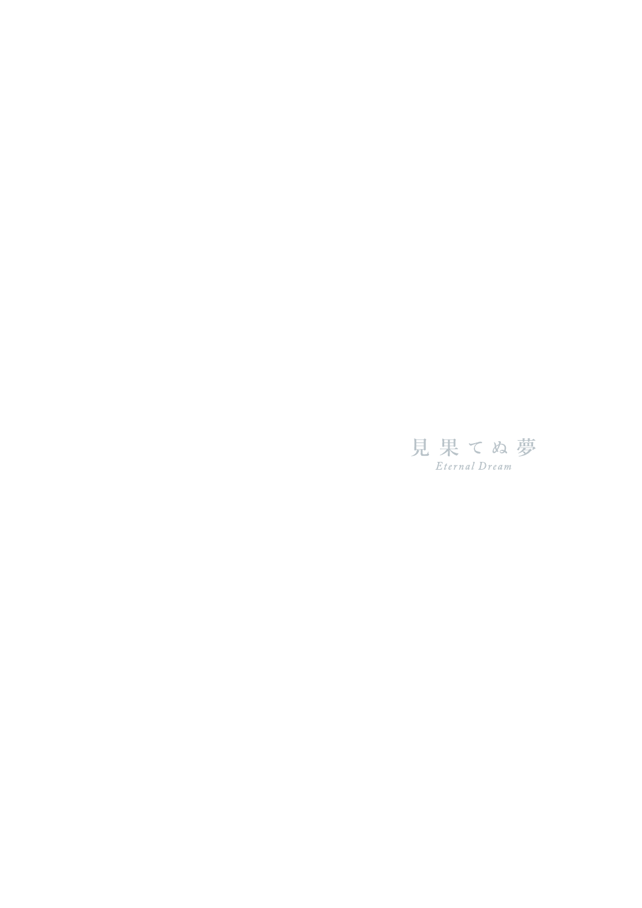# 見 果 て ぬ 夢

*Eternal Dream*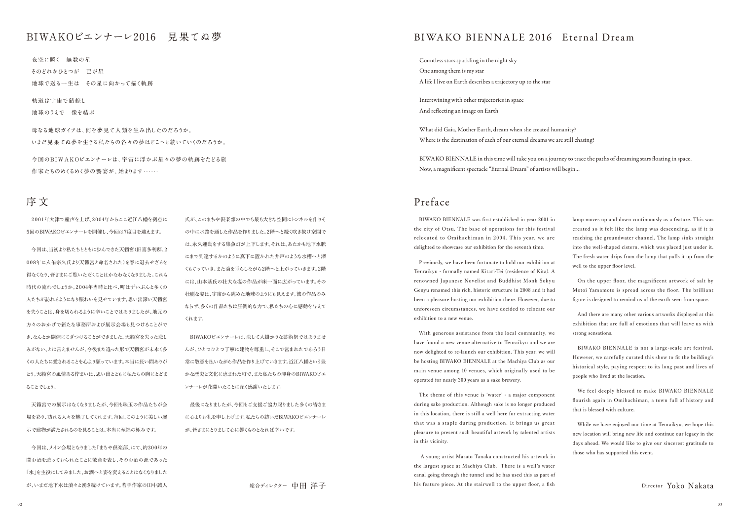# BIWAKOビエンナーレ2016　見果てぬ夢

夜空に瞬く　無数の星
そのどれかひとつが　己が星
地球で送る一生は　その星に向かって描く軌跡

軌道は宇宙で錯綜し
地球のうえで　像を結ぶ

母なる地球ガイアは、何を夢見て人類を生み出したのだろうか。
いまだ見果てぬ夢を生きる私たちの各々の夢はどこへと続いていくのだろうか。

今回のBIWAKOビエンナーレは、宇宙に浮かぶ星々の夢の軌跡をたどる旅
作家たちのめくるめく夢の饗宴が、始まります……

## 序文

2001年大津で産声を上げ、2004年からここ近江八幡を拠点に5回のBIWAKOビエンナーレを開催し、今回は7度目を迎えます。

今回は、当初より私たちとともに歩んできた天籟宮（旧喜多利邸、2008年に玄侑宗久氏より天籟宮と命名された）を春に退去せざるを得なくなり、皆さまにご覧いただくことはかなわなくなりました。これも時代の流れでしょうか。2004年当時と比べ、町はずいぶんと多くの人たちが訪れるようになり賑わいを見せています。思い出深い天籟宮を失うことは、身を切られるように辛いことではありましたが、地元の方々のおかげで新たな事務所および展示会場も見つけることができ、なんとか開催にこぎつけることができました。天籟宮を失った悲しみがない、とは言えませんが、今後また違った形で天籟宮が末永く多くの人たちに愛されることを心より願っています。本当に長い間ありがとう。天籟宮の風情ある佇まいは、思い出とともに私たちの胸にとどまることでしょう。

天籟宮での展示はなくなりましたが、今回も珠玉の作品たちが会場を彩り、訪れる人々を魅了してくれます。毎回、このように美しい展示で建物が満たされるのを見ることは、本当に至福の極みです。

今回は、メイン会場となりました「まちや倶楽部」にて、約300年の間お酒を造っておられたことに敬意を表し、そのお酒の源であった「水」を主役にしてみました。お酒へと姿を変えることはなくなりましたが、いまだ地下水は滾々と湧き続けています。若手作家の田中誠人氏が、このまちや倶楽部の中でも最も大きな空間にトンネルを作りその中に水路を通した作品を作りました。2階へと続く吹き抜け空間では、永久運動をする集魚灯が上下します。それは、あたかも地下水脈にまで到達するかのように真下に置かれた井戸のような水槽へと深くもぐっていき、また滴を垂らしながら2階へと上がっていきます。2階には、山本基氏の壮大な塩の作品が床一面に広がっています。その壮麗な姿は、宇宙から眺めた地球のようにも見えます。彼の作品のみならず、多くの作品たちは圧倒的な力で、私たちの心に感動を与えてくれます。

BIWAKOビエンナーレは、決して大掛かりな芸術祭ではありませんが、ひとつひとつ丁寧に建物を尊重し、そこで営まれたであろう日常に敬意を払いながら作品を作り上げていきます。近江八幡という豊かな歴史と文化に恵まれた町で、また私たちの渾身のBIWAKOビエンナーレが花開いたことに深く感謝いたします。

最後になりましたが、今回もご支援ご協力賜りました多くの皆さまに心よりお礼を申し上げます。私たちの紡いだBIWAKOビエンナーレが、皆さまにとりまして心に響くものとなれば幸いです。

総合ディレクター　中田 洋子

# BIWAKO BIENNALE 2016　Eternal Dream

Countless stars sparkling in the night sky
One among them is my star
A life I live on Earth describes a trajectory up to the star

Intertwining with other trajectories in space
And reflecting an image on Earth

What did Gaia, Mother Earth, dream when she created humanity?
Where is the destination of each of our eternal dreams we are still chasing?

BIWAKO BIENNALE in this time will take you on a journey to trace the paths of dreaming stars floating in space.
Now, a magnificent spectacle "Eternal Dream" of artists will begin...

## Preface

BIWAKO BIENNALE was first established in year 2001 in the city of Otsu. The base of operations for this festival relocated to Omihachiman in 2004. This year, we are delighted to showcase our exhibition for the seventh time.

Previously, we have been fortunate to hold our exhibition at Tenraikyu - formally named Kitari-Tei (residence of Kita). A renowned Japanese Novelist and Buddhist Monk Sokyu Genyu renamed this rich, historic structure in 2008 and it had been a pleasure hosting our exhibition there. However, due to unforeseen circumstances, we have decided to relocate our exhibition to a new venue.

With generous assistance from the local community, we have found a new venue alternative to Tenraikyu and we are now delighted to re-launch our exhibition. This year, we will be hosting BIWAKO BIENNALE at the Machiya Club as our main venue among 10 venues, which originally used to be operated for nearly 300 years as a sake brewery.

The theme of this venue is 'water' - a major component during sake production. Although sake is no longer produced in this location, there is still a well here for extracting water that was a staple during production. It brings us great pleasure to present such beautiful artwork by talented artists in this vicinity.

A young artist Masato Tanaka constructed his artwork in the largest space at Machiya Club. There is a well's water canal going through the tunnel and he has used this as part of his feature piece. At the stairwell to the upper floor, a fish lamp moves up and down continuously as a feature. This was created so it felt like the lamp was descending, as if it is reaching the groundwater channel. The lamp sinks straight into the well-shaped cistern, which was placed just under it. The fresh water drips from the lamp that pulls it up from the well to the upper floor level.

On the upper floor, the magnificent artwork of salt by Motoi Yamamoto is spread across the floor. The brilliant figure is designed to remind us of the earth seen from space.

And there are many other various artworks displayed at this exhibition that are full of emotions that will leave us with strong sensations.

BIWAKO BIENNALE is not a large-scale art festival. However, we carefully curated this show to fit the building's historical style, paying respect to its long past and lives of people who lived at the location.

We feel deeply blessed to make BIWAKO BIENNALE flourish again in Omihachiman, a town full of history and that is blessed with culture.

While we have enjoyed our time at Tenraikyu, we hope this new location will bring new life and continue our legacy in the days ahead. We would like to give our sincerest gratitude to those who has supported this event.

Director Yoko Nakata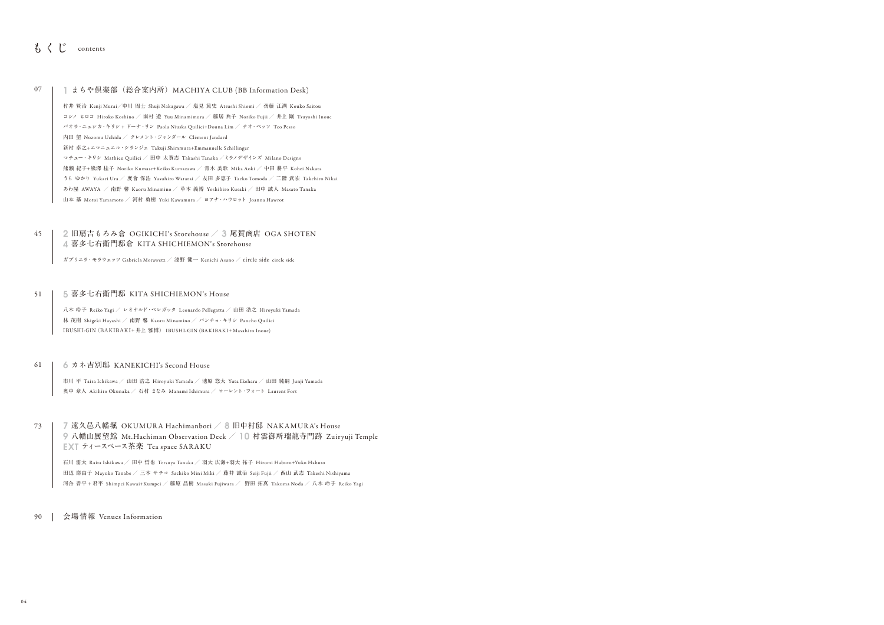# もくじ contents

07 | 1 まちや倶楽部（総合案内所）MACHIYA CLUB (BB Information Desk)

村井 賢治 Kenji Murai／中川 周士 Shuji Nakagawa ／ 塩見 篤史 Atsushi Shiomi ／ 齊藤 江湖 Kouko Saitou
コシノ ヒロコ Hiroko Koshino ／ 南村 遊 Yuu Minamimura ／ 藤居 典子 Noriko Fujii ／ 井上 剛 Tsuyoshi Inoue
パオラ・ニュシカ・キリシ＋ドーナ・リン Paola Niuska Quilici+Douna Lim ／ テオ・ペッソ Teo Pesso
内田 望 Nozomu Uchida ／ クレメント・ジャンダール Clément Jandard
新村 卓之＋エマニュエル・シランジェ Takuji Shimmura+Emmanuelle Schillinger
マチュー・キリシ Mathieu Quilici ／ 田中 太賀志 Takashi Tanaka ／ミラノデザインズ Milano Designs
熊瀬 紀子+熊澤 桂子 Noriko Kumase+Keiko Kumazawa ／ 青木 美歌 Mika Aoki ／ 中田 耕平 Kohei Nakata
うら ゆかり Yukari Ura ／ 度會 保浩 Yasuhiro Watarai ／ 友田 多恵子 Taeko Tomoda ／ 二階 武宏 Takehiro Nikai
あわ屋 AWAYA ／ 南野 馨 Kaoru Minamino ／ 草木 義博 Yoshihiro Kusaki ／ 田中 誠人 Masato Tanaka
山本 基 Motoi Yamamoto ／ 河村 勇樹 Yuki Kawamura ／ ヨアナ・ハウロット Joanna Hawrot

45 | 2 旧扇吉もろみ倉 OGIKICHI's Storehouse ／ 3 尾賀商店 OGA SHOTEN
4 喜多七右衛門邸倉 KITA SHICHIEMON's Storehouse

ガブリエラ・モラウェッツ Gabriela Morawetz ／ 淺野 健一 Kenichi Asano ／ circle side circle side

51 | 5 喜多七右衛門邸 KITA SHICHIEMON's House

八木 玲子 Reiko Yagi ／ レオナルド・ペレガッタ Leonardo Pellegatta ／ 山田 浩之 Hiroyuki Yamada
林 茂樹 Shigeki Hayashi ／ 南野 馨 Kaoru Minamino ／ パンチョ・キリシ Pancho Quilici
IBUSHI-GIN (BAKIBAKI+井上 雅博) IBUSHI-GIN (BAKIBAKI+Masahiro Inoue)

61 | 6 カネ吉別邸 KANEKICHI's Second House

市川 平 Taira Ichikawa ／ 山田 浩之 Hiroyuki Yamada ／ 池原 悠太 Yuta Ikehara ／ 山田 純嗣 Junji Yamada
奥中 章人 Akihito Okunaka ／ 石村 まなみ Manami Ishimura ／ ローレント・フォート Laurent Fort

73 | 7 遠久邑八幡堀 OKUMURA Hachimanbori ／ 8 旧中村邸 NAKAMURA's House
9 八幡山展望館 Mt.Hachiman Observation Deck ／ 10 村雲御所瑞龍寺門跡 Zuiryuji Temple
EXT ティースペース茶楽 Tea space SARAKU

石川 雷太 Raita Ishikawa ／ 田中 哲也 Tetsuya Tanaka ／ 羽太 広海+羽太 祐子 Hiromi Habuto+Yuko Habuto
田辺 磨由子 Mayuko Tanabe ／ 三木 サチコ Sachiko Mini Miki ／ 藤井 誠治 Seiji Fujii ／ 西山 武志 Takeshi Nishiyama
河合 晋平＋君平 Shimpei Kawai+Kumpei ／ 藤原 昌樹 Masaki Fujiwara ／ 野田 拓真 Takuma Noda ／ 八木 玲子 Reiko Yagi

90 | 会場情報 Venues Information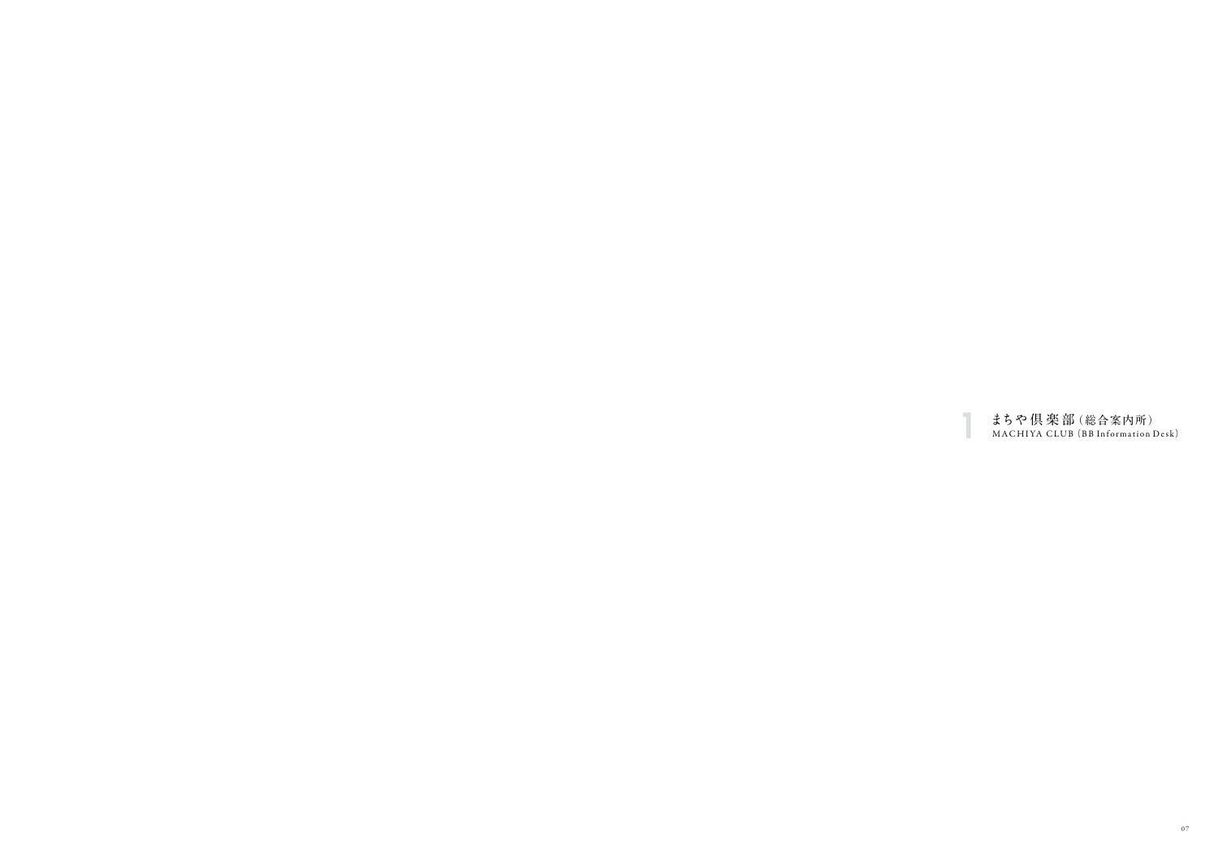# 1 まちや倶楽部（総合案内所）

MACHIYA CLUB (BB Information Desk)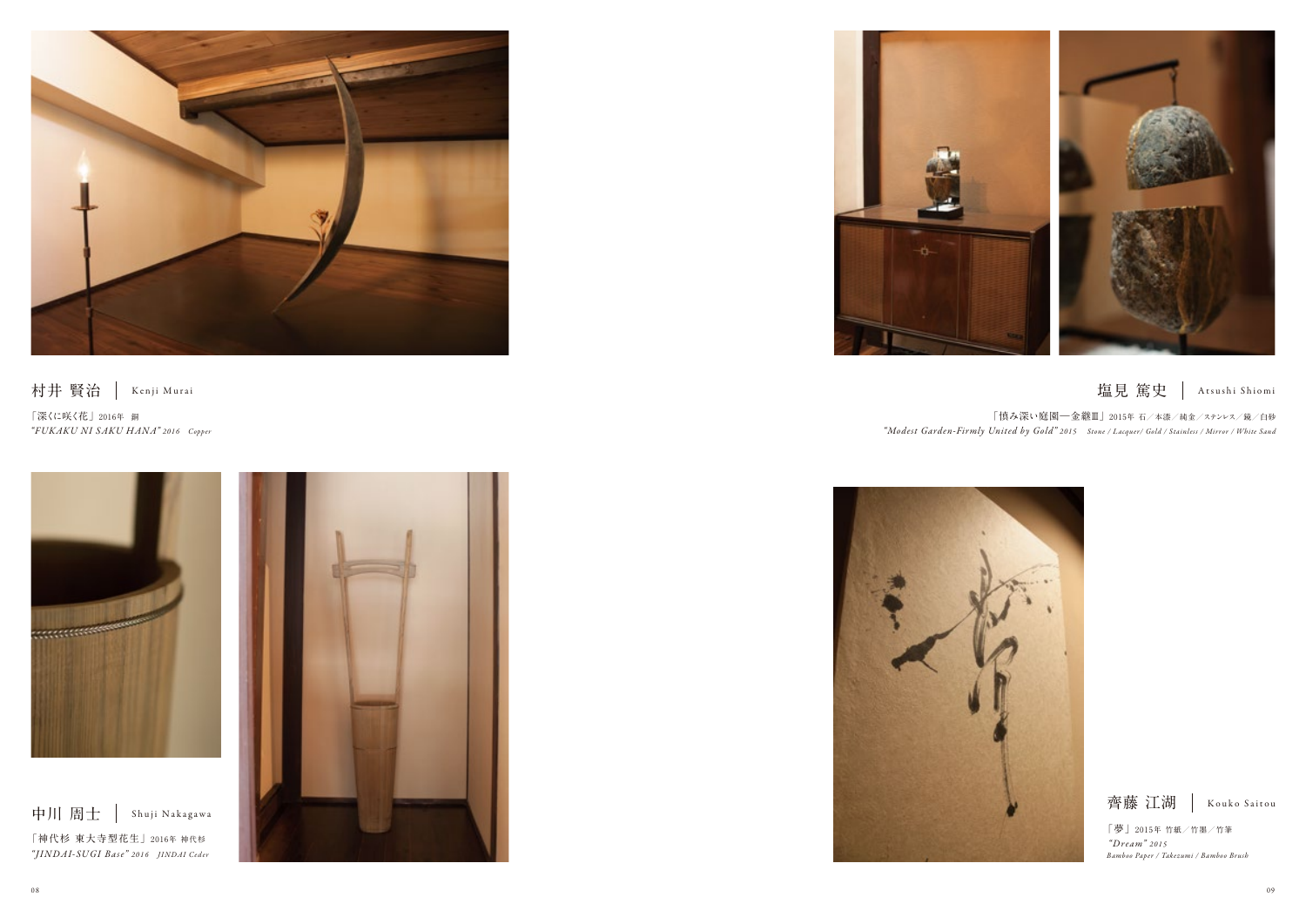村井 賢治 ｜ Kenji Murai

「深くに咲く花」2016年 銅
*"FUKAKU NI SAKU HANA" 2016 Copper*

塩見 篤史 ｜ Atsushi Shiomi

「慎み深い庭園―金繋Ⅲ」2015年 石／本漆／純金／ステンレス／鏡／白砂
*"Modest Garden-Firmly United by Gold" 2015 Stone / Lacquer/ Gold / Stainless / Mirror / White Sand*

中川 周士 ｜ Shuji Nakagawa

「神代杉 東大寺型花生」2016年 神代杉
*"JINDAI-SUGI Base" 2016 JINDAI Ceder*

齊藤 江湖 ｜ Kouko Saitou

「夢」2015年 竹紙／竹墨／竹筆
*"Dream" 2015*
*Bamboo Paper / Takezumi / Bamboo Brush*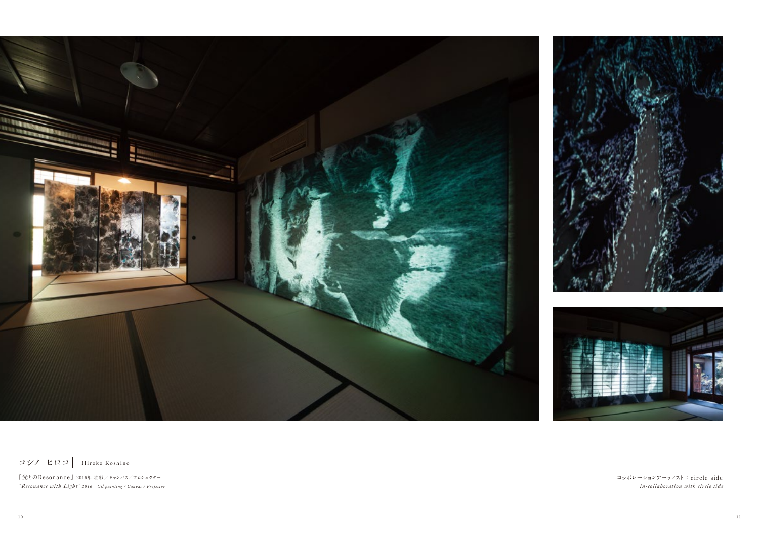コシノ　ヒロコ｜ Hiroko Koshino

「光とのResonance」2016年 油彩／キャンバス／プロジェクター
*"Resonance with Light" 2016　Oil painting / Canvas / Projector*

コラボレーションアーティスト：circle side
*in-collaboration with circle side*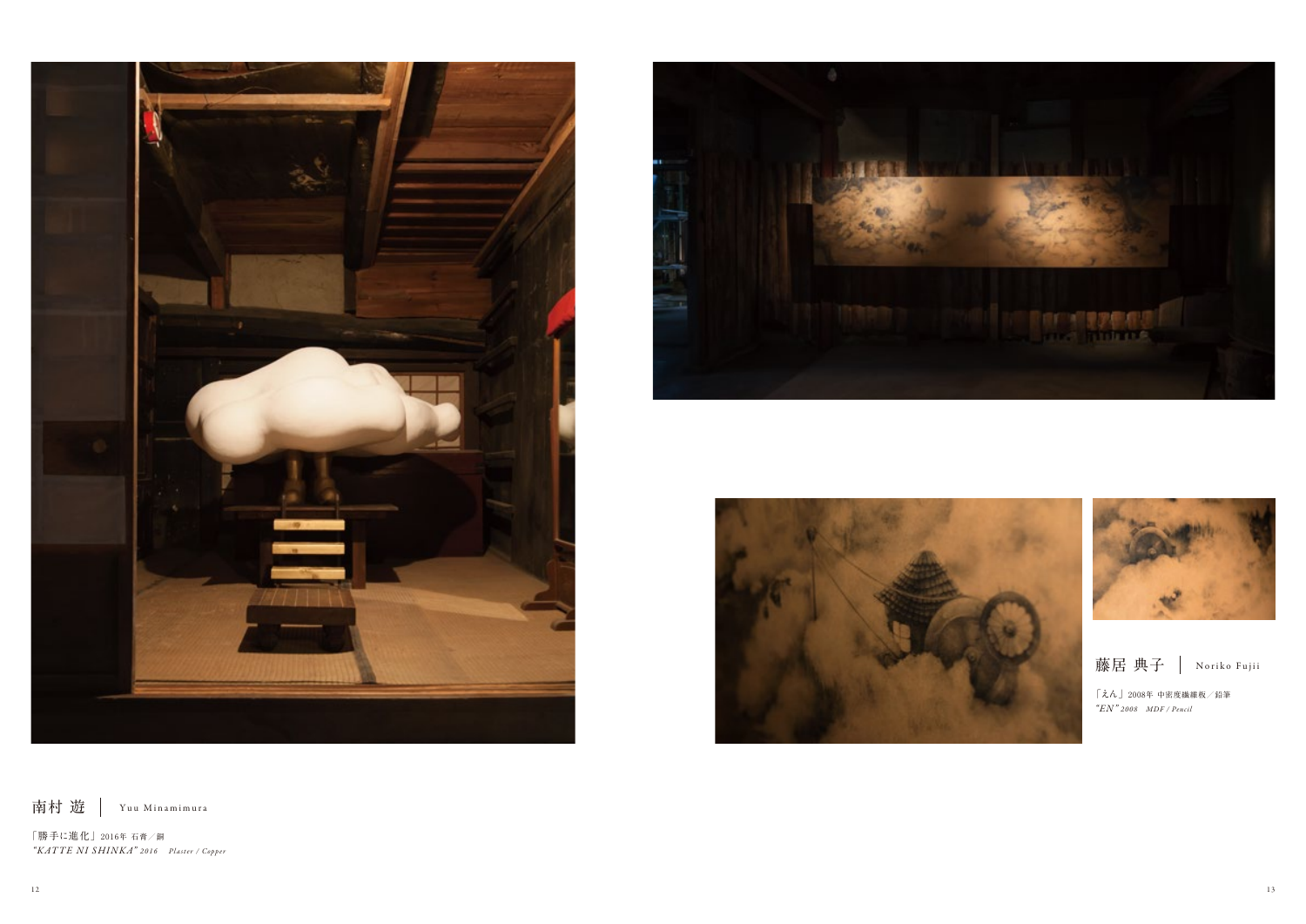藤居 典子 | Noriko Fujii

「えん」2008年 中密度繊維板／鉛筆
*"EN" 2008 MDF / Pencil*

南村 遊 | Yuu Minamimura

「勝手に進化」2016年 石膏／銅
*"KATTE NI SHINKA" 2016 Plaster / Copper*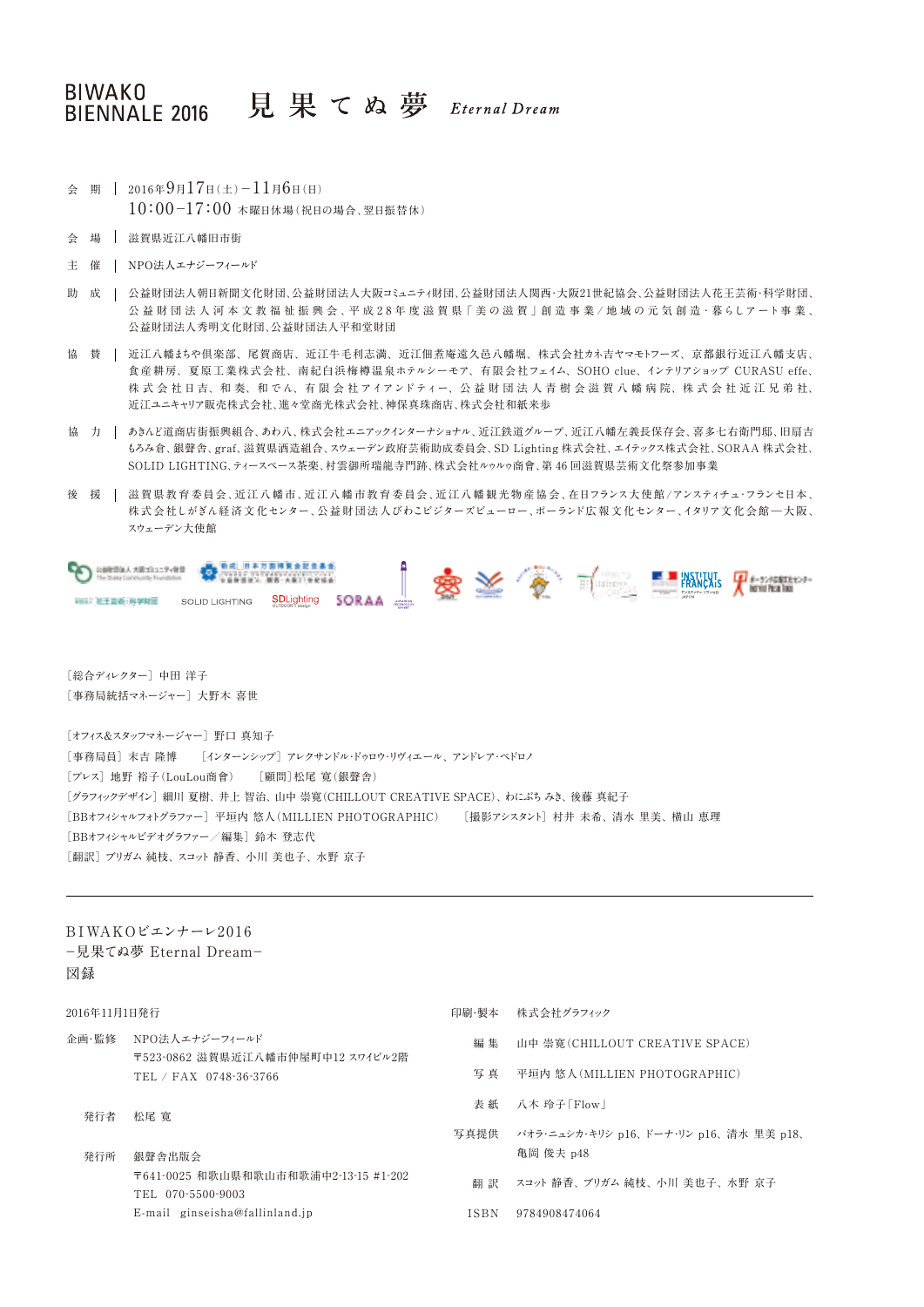# BIWAKO BIENNALE 2016　見果てぬ夢　*Eternal Dream*

会　期 ｜ 2016年9月17日(土)－11月6日(日)
10:00－17:00 木曜日休場(祝日の場合、翌日振替休)

会　場 ｜ 滋賀県近江八幡旧市街

主　催 ｜ NPO法人エナジーフィールド

助　成 ｜ 公益財団法人朝日新聞文化財団、公益財団法人大阪コミュニティ財団、公益財団法人関西・大阪21世紀協会、公益財団法人花王芸術・科学財団、公益財団法人河本文教福祉振興会、平成28年度滋賀県「美の滋賀」創造事業／地域の元気創造・暮らしアート事業、公益財団法人秀明文化財団、公益財団法人平和堂財団

協　賛 ｜ 近江八幡まちや倶楽部、尾賀商店、近江牛毛利志満、近江佃煮庵遠久邑八幡堀、株式会社カネ吉ヤマモトフーズ、京都銀行近江八幡支店、食産耕房、夏原工業株式会社、南紀白浜梅樽温泉ホテルシーモア、有限会社フェイム、SOHO clue、インテリアショップ CURASU effe、株式会社日吉、和奏、和でん、有限会社アイアンドティー、公益財団法人青樹会滋賀八幡病院、株式会社近江兄弟社、近江ユニキャリア販売株式会社、進々堂商光株式会社、神保真珠商店、株式会社和紙来歩

協　力 ｜ あきんど道商店街振興組合、あわ八、株式会社エニアックインターナショナル、近江鉄道グループ、近江八幡左義長保存会、喜多七右衛門邸、旧扇吉もろみ倉、銀聲舎、graf、滋賀県酒造組合、スウェーデン政府芸術助成委員会、SD Lighting 株式会社、エイテックス株式会社、SORAA 株式会社、SOLID LIGHTING、ティースペース茶楽、村雲御所瑞龍寺門跡、株式会社ルゥルゥ商會、第46回滋賀県芸術文化祭参加事業

後　援 ｜ 滋賀県教育委員会、近江八幡市、近江八幡市教育委員会、近江八幡観光物産協会、在日フランス大使館／アンスティチュ・フランセ日本、株式会社しがぎん経済文化センター、公益財団法人びわこビジターズビューロー、ポーランド広報文化センター、イタリア文化会館―大阪、スウェーデン大使館

［総合ディレクター］中田 洋子
［事務局統括マネージャー］大野木 喜世

［オフィス&スタッフマネージャー］野口 真知子
［事務局員］末吉 隆博　［インターンシップ］アレクサンドル・ドゥロウ・リヴィエール、アンドレア・ペドロノ
［プレス］地野 裕子(LouLou商會)　［顧問］松尾 寛(銀聲舎)
［グラフィックデザイン］細川 夏樹、井上 智治、山中 崇寛(CHILLOUT CREATIVE SPACE)、わにぶち みき、後藤 真紀子
［BBオフィシャルフォトグラファー］平垣内 悠人(MILLIEN PHOTOGRAPHIC)　［撮影アシスタント］村井 未希、清水 里美、横山 恵理
［BBオフィシャルビデオグラファー／編集］鈴木 登志代
［翻訳］プリガム 純枝、スコット 静香、小川 美也子、水野 京子

---

BIWAKOビエンナーレ2016
－見果てぬ夢 Eternal Dream－
図録

2016年11月1日発行

企画・監修　NPO法人エナジーフィールド
〒523-0862 滋賀県近江八幡市仲屋町中12 スワイビル2階
TEL / FAX　0748-36-3766

発行者　松尾 寛

発行所　銀聲舎出版会
〒641-0025 和歌山県和歌山市和歌浦中2-13-15 #1-202
TEL　070-5500-9003
E-mail　ginseisha@fallinland.jp

印刷・製本　株式会社グラフィック

編 集　山中 崇寛(CHILLOUT CREATIVE SPACE)

写 真　平垣内 悠人(MILLIEN PHOTOGRAPHIC)

表 紙　八木 玲子「Flow」

写真提供　パオラ・ニュシカ・キリシ p16、ドーナ・リン p16、清水 里美 p18、亀岡 俊夫 p48

翻 訳　スコット 静香、プリガム 純枝、小川 美也子、水野 京子

ISBN　9784908474064